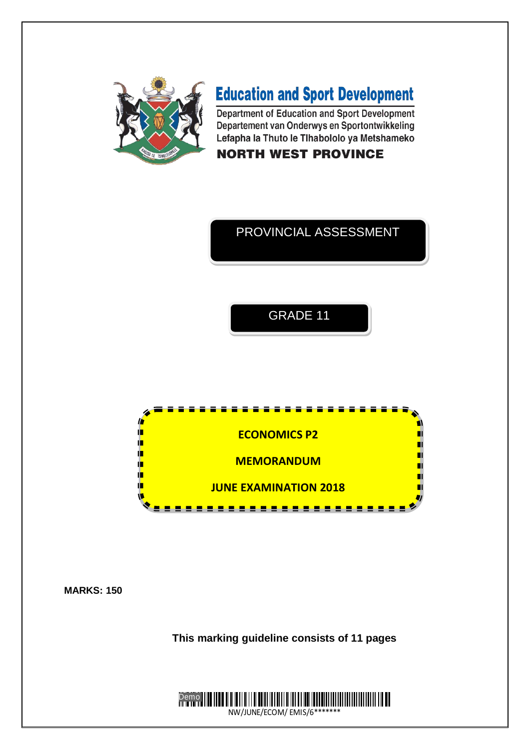# Education and Sport Development

Department of Education and Sport Development
Departement van Onderwys en Sportontwikkeling
Lefapha la Thuto le Tlhabololo ya Metshameko

**NORTH WEST PROVINCE**

PROVINCIAL ASSESSMENT

GRADE 11

**ECONOMICS P2**

**MEMORANDUM**

**JUNE EXAMINATION 2018**

**MARKS: 150**

**This marking guideline consists of 11 pages**

NW/JUNE/ECOM/ EMIS/6*******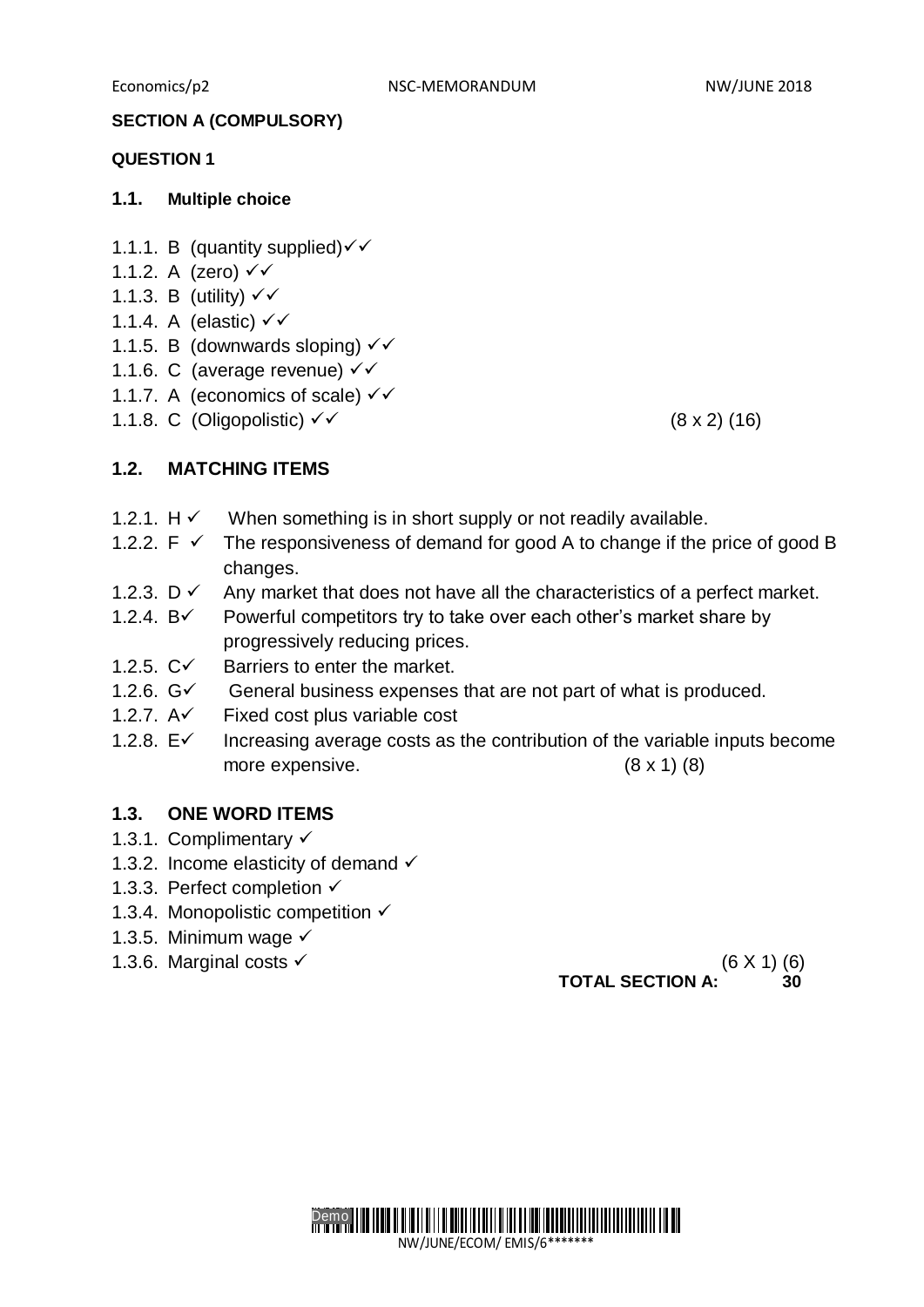**SECTION A (COMPULSORY)**

**QUESTION 1**

### 1.1. Multiple choice

1.1.1. B (quantity supplied)✓✓
1.1.2. A (zero) ✓✓
1.1.3. B (utility) ✓✓
1.1.4. A (elastic) ✓✓
1.1.5. B (downwards sloping) ✓✓
1.1.6. C (average revenue) ✓✓
1.1.7. A (economics of scale) ✓✓
1.1.8. C (Oligopolistic) ✓✓ (8 x 2) (16)

### 1.2. MATCHING ITEMS

1.2.1. H ✓ When something is in short supply or not readily available.
1.2.2. F ✓ The responsiveness of demand for good A to change if the price of good B changes.
1.2.3. D ✓ Any market that does not have all the characteristics of a perfect market.
1.2.4. B✓ Powerful competitors try to take over each other's market share by progressively reducing prices.
1.2.5. C✓ Barriers to enter the market.
1.2.6. G✓ General business expenses that are not part of what is produced.
1.2.7. A✓ Fixed cost plus variable cost
1.2.8. E✓ Increasing average costs as the contribution of the variable inputs become more expensive. (8 x 1) (8)

### 1.3. ONE WORD ITEMS

1.3.1. Complimentary ✓
1.3.2. Income elasticity of demand ✓
1.3.3. Perfect completion ✓
1.3.4. Monopolistic competition ✓
1.3.5. Minimum wage ✓
1.3.6. Marginal costs ✓ (6 X 1) (6)

**TOTAL SECTION A: 30**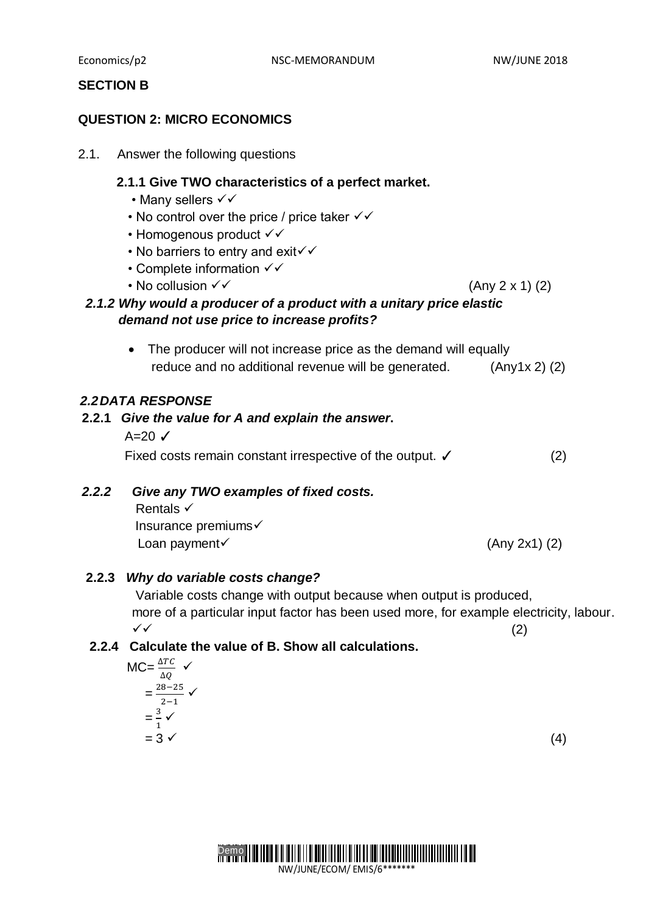**SECTION B**

**QUESTION 2: MICRO ECONOMICS**

2.1. Answer the following questions

**2.1.1 Give TWO characteristics of a perfect market.**

- Many sellers ✓✓
- No control over the price / price taker ✓✓
- Homogenous product ✓✓
- No barriers to entry and exit✓✓
- Complete information ✓✓
- No collusion ✓✓ (Any 2 x 1) (2)

***2.1.2 Why would a producer of a product with a unitary price elastic demand not use price to increase profits?***

- The producer will not increase price as the demand will equally reduce and no additional revenue will be generated. (Any1x 2) (2)

***2.2 DATA RESPONSE***

**2.2.1** ***Give the value for A and explain the answer*.**

A=20 ✓

Fixed costs remain constant irrespective of the output. ✓ (2)

***2.2.2 Give any TWO examples of fixed costs.***

Rentals ✓
Insurance premiums✓
Loan payment✓ (Any 2x1) (2)

**2.2.3** ***Why do variable costs change?***

Variable costs change with output because when output is produced, more of a particular input factor has been used more, for example electricity, labour. ✓✓ (2)

**2.2.4 Calculate the value of B. Show all calculations.**

$MC = \frac{\Delta TC}{\Delta Q}$ ✓

$= \frac{28-25}{2-1}$ ✓

$= \frac{3}{1}$ ✓

$= 3$ ✓ (4)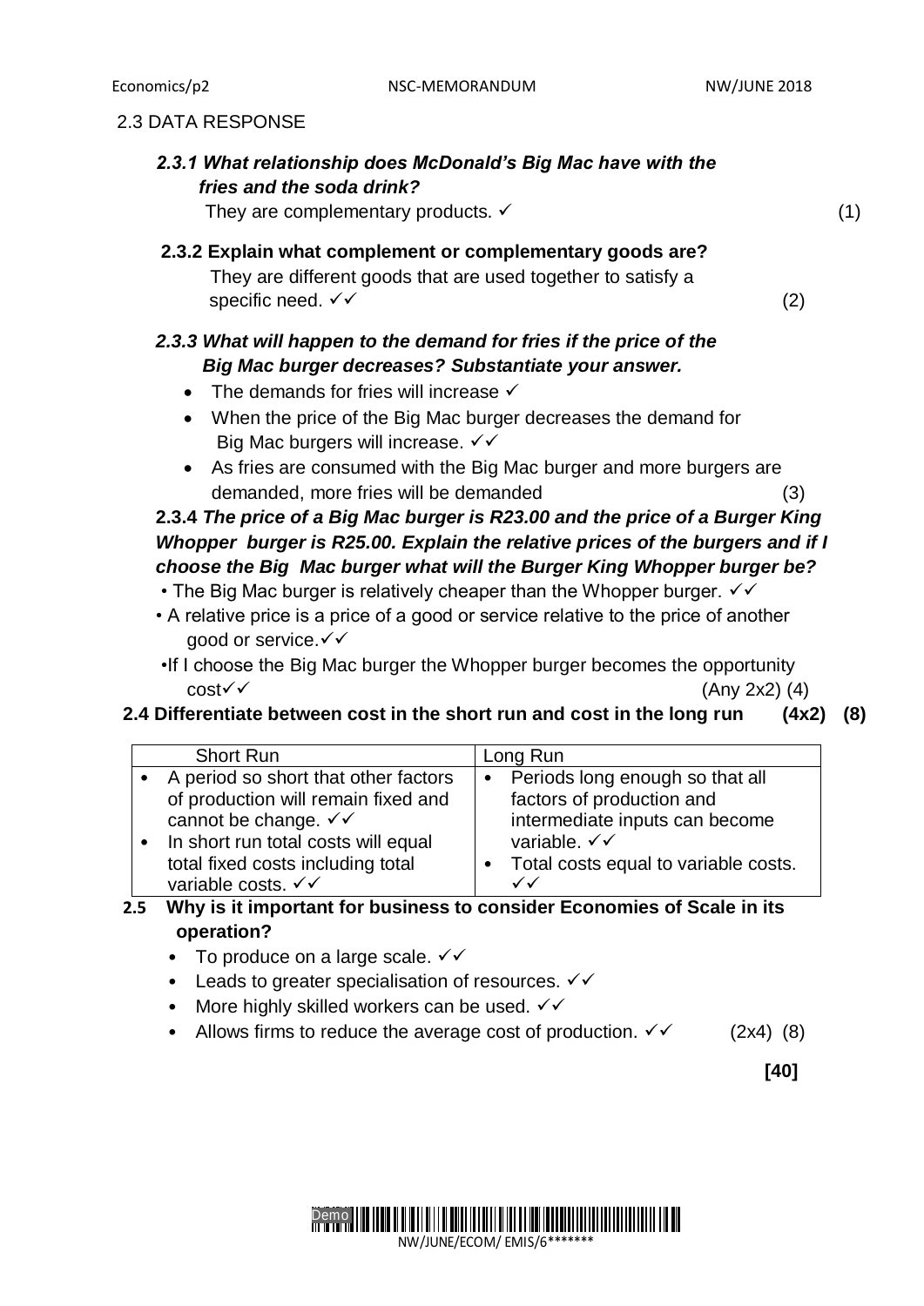## 2.3 DATA RESPONSE

***2.3.1 What relationship does McDonald's Big Mac have with the fries and the soda drink?***

They are complementary products. ✓ (1)

**2.3.2 Explain what complement or complementary goods are?**

They are different goods that are used together to satisfy a specific need. ✓✓ (2)

***2.3.3 What will happen to the demand for fries if the price of the Big Mac burger decreases? Substantiate your answer.***

- The demands for fries will increase ✓
- When the price of the Big Mac burger decreases the demand for Big Mac burgers will increase. ✓✓
- As fries are consumed with the Big Mac burger and more burgers are demanded, more fries will be demanded (3)

**2.3.4** ***The price of a Big Mac burger is R23.00 and the price of a Burger King Whopper burger is R25.00. Explain the relative prices of the burgers and if I choose the Big Mac burger what will the Burger King Whopper burger be?***

- The Big Mac burger is relatively cheaper than the Whopper burger. ✓✓
- A relative price is a price of a good or service relative to the price of another good or service.✓✓
- If I choose the Big Mac burger the Whopper burger becomes the opportunity cost✓✓ (Any 2x2) (4)

**2.4 Differentiate between cost in the short run and cost in the long run (4x2) (8)**

| Short Run | Long Run |
|---|---|
| • A period so short that other factors of production will remain fixed and cannot be change. ✓✓<br>• In short run total costs will equal total fixed costs including total variable costs. ✓✓ | • Periods long enough so that all factors of production and intermediate inputs can become variable. ✓✓<br>• Total costs equal to variable costs. ✓✓ |

**2.5 Why is it important for business to consider Economies of Scale in its operation?**

- To produce on a large scale. ✓✓
- Leads to greater specialisation of resources. ✓✓
- More highly skilled workers can be used. ✓✓
- Allows firms to reduce the average cost of production. ✓✓ (2x4) (8)

**[40]**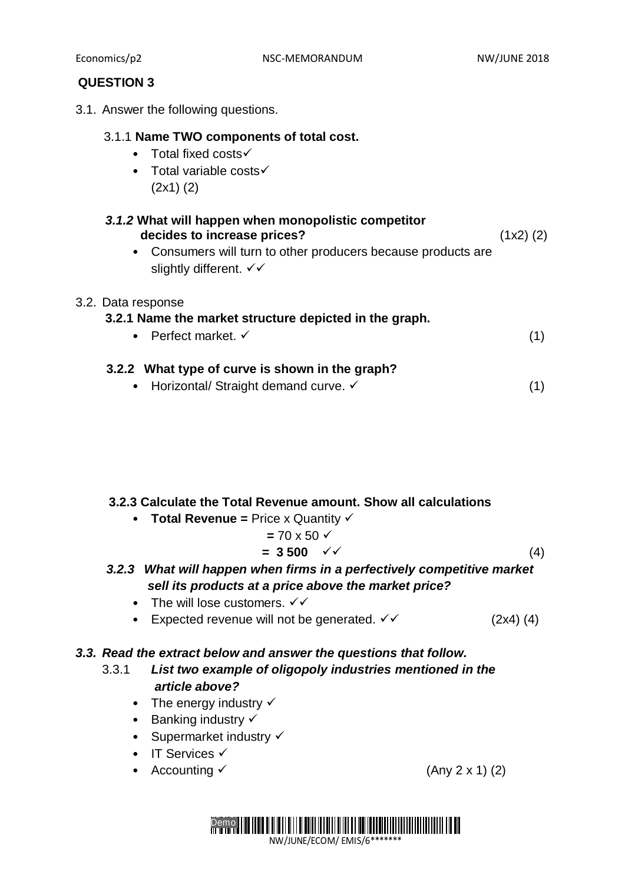## QUESTION 3

3.1. Answer the following questions.

3.1.1 **Name TWO components of total cost.**

- Total fixed costs✓
- Total variable costs✓

(2x1) (2)

***3.1.2*** **What will happen when monopolistic competitor decides to increase prices?** (1x2) (2)

- Consumers will turn to other producers because products are slightly different. ✓✓

3.2. Data response

**3.2.1 Name the market structure depicted in the graph.**

- Perfect market. ✓ (1)

**3.2.2 What type of curve is shown in the graph?**

- Horizontal/ Straight demand curve. ✓ (1)

**3.2.3 Calculate the Total Revenue amount. Show all calculations**

- **Total Revenue =** Price x Quantity ✓

  **=** 70 x 50 ✓

  **= 3 500** ✓✓ (4)

***3.2.3 What will happen when firms in a perfectively competitive market sell its products at a price above the market price?***

- The will lose customers. ✓✓
- Expected revenue will not be generated. ✓✓ (2x4) (4)

***3.3. Read the extract below and answer the questions that follow.***

3.3.1 ***List two example of oligopoly industries mentioned in the article above?***

- The energy industry ✓
- Banking industry ✓
- Supermarket industry ✓
- IT Services ✓
- Accounting ✓ (Any 2 x 1) (2)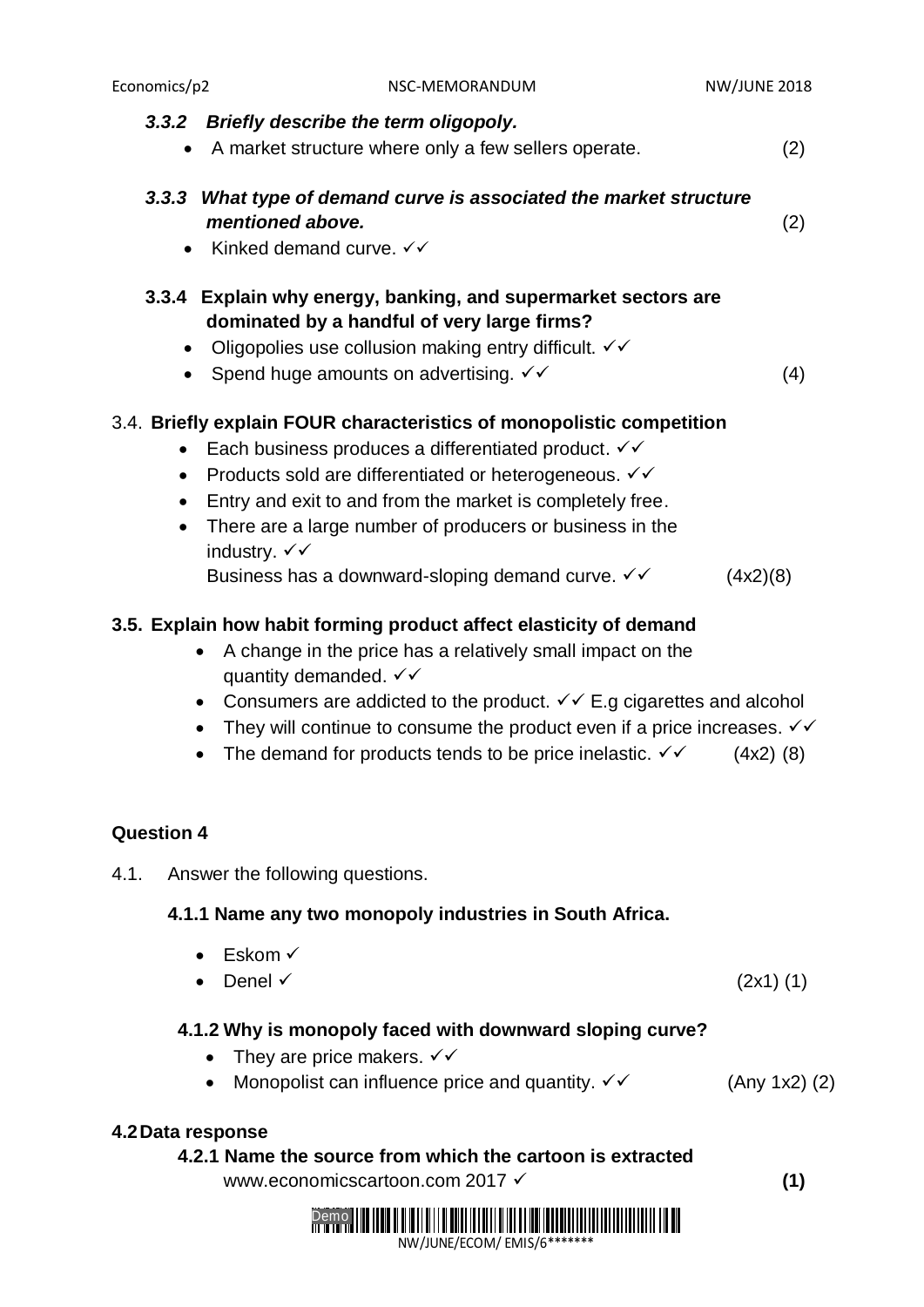***3.3.2 Briefly describe the term oligopoly.***

- A market structure where only a few sellers operate. (2)

***3.3.3 What type of demand curve is associated the market structure mentioned above.*** (2)

- Kinked demand curve. ✓✓

**3.3.4 Explain why energy, banking, and supermarket sectors are dominated by a handful of very large firms?**

- Oligopolies use collusion making entry difficult. ✓✓
- Spend huge amounts on advertising. ✓✓ (4)

3.4. **Briefly explain FOUR characteristics of monopolistic competition**

- Each business produces a differentiated product. ✓✓
- Products sold are differentiated or heterogeneous. ✓✓
- Entry and exit to and from the market is completely free.
- There are a large number of producers or business in the industry. ✓✓
  Business has a downward-sloping demand curve. ✓✓ (4x2)(8)

**3.5. Explain how habit forming product affect elasticity of demand**

- A change in the price has a relatively small impact on the quantity demanded. ✓✓
- Consumers are addicted to the product. ✓✓ E.g cigarettes and alcohol
- They will continue to consume the product even if a price increases. ✓✓
- The demand for products tends to be price inelastic. ✓✓ (4x2) (8)

**Question 4**

4.1. Answer the following questions.

**4.1.1 Name any two monopoly industries in South Africa.**

- Eskom ✓
- Denel ✓ (2x1) (1)

**4.1.2 Why is monopoly faced with downward sloping curve?**

- They are price makers. ✓✓
- Monopolist can influence price and quantity. ✓✓ (Any 1x2) (2)

**4.2 Data response**

**4.2.1 Name the source from which the cartoon is extracted**

www.economicscartoon.com 2017 ✓ **(1)**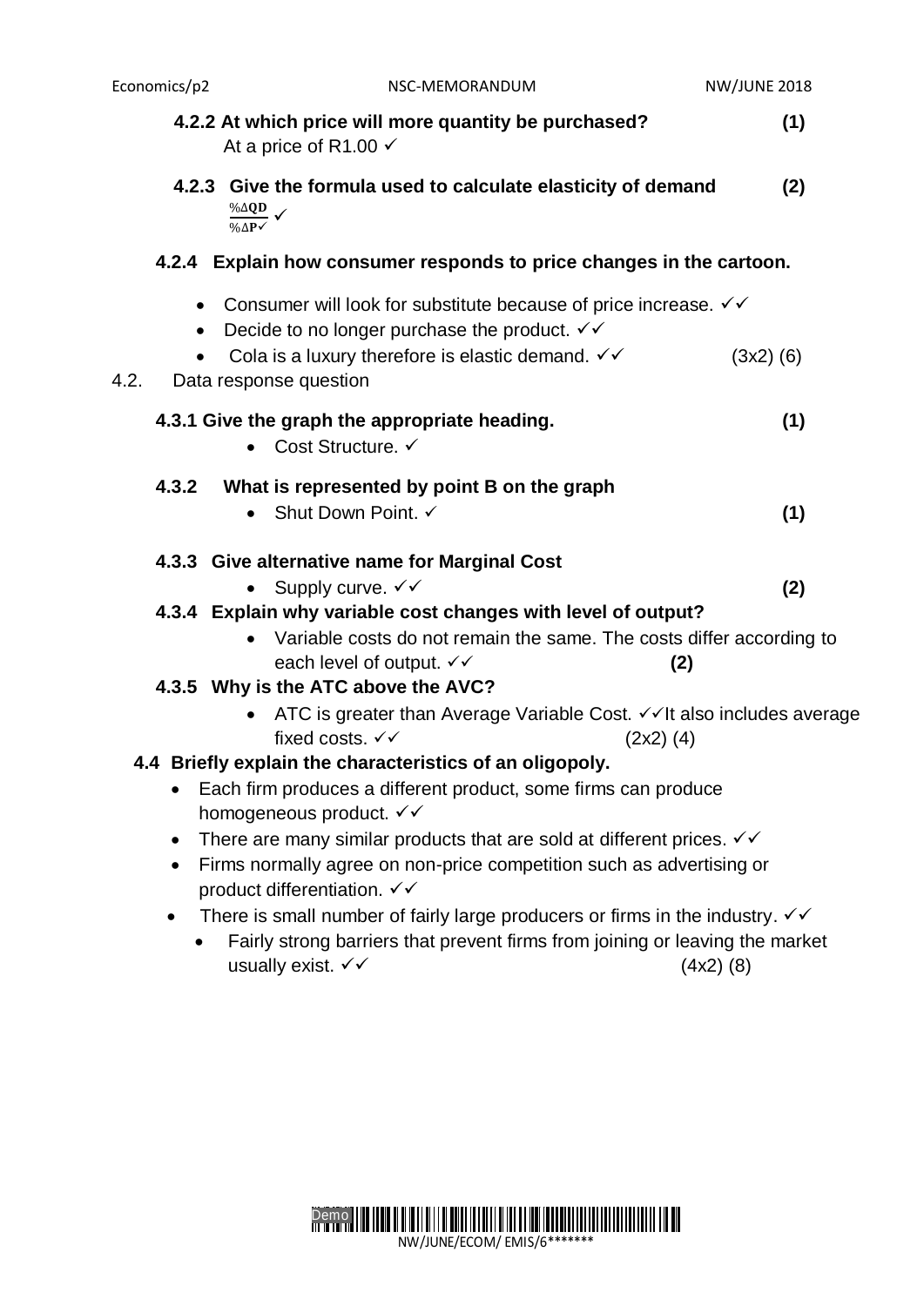**4.2.2 At which price will more quantity be purchased?** **(1)**

At a price of R1.00 ✓

**4.2.3 Give the formula used to calculate elasticity of demand** **(2)**

$\frac{\%\Delta \mathbf{QD}}{\%\Delta \mathbf{P}✓}$ ✓

**4.2.4 Explain how consumer responds to price changes in the cartoon.**

- Consumer will look for substitute because of price increase. ✓✓
- Decide to no longer purchase the product. ✓✓
- Cola is a luxury therefore is elastic demand. ✓✓ (3x2) (6)

4.2. Data response question

**4.3.1 Give the graph the appropriate heading.** **(1)**

- Cost Structure. ✓

**4.3.2 What is represented by point B on the graph**

- Shut Down Point. ✓ **(1)**

**4.3.3 Give alternative name for Marginal Cost**

- Supply curve. ✓✓ **(2)**

**4.3.4 Explain why variable cost changes with level of output?**

- Variable costs do not remain the same. The costs differ according to each level of output. ✓✓ **(2)**

**4.3.5 Why is the ATC above the AVC?**

- ATC is greater than Average Variable Cost. ✓✓It also includes average fixed costs. ✓✓ (2x2) (4)

**4.4 Briefly explain the characteristics of an oligopoly.**

- Each firm produces a different product, some firms can produce homogeneous product. ✓✓
- There are many similar products that are sold at different prices. ✓✓
- Firms normally agree on non-price competition such as advertising or product differentiation. ✓✓
- There is small number of fairly large producers or firms in the industry. ✓✓
- Fairly strong barriers that prevent firms from joining or leaving the market usually exist. ✓✓ (4x2) (8)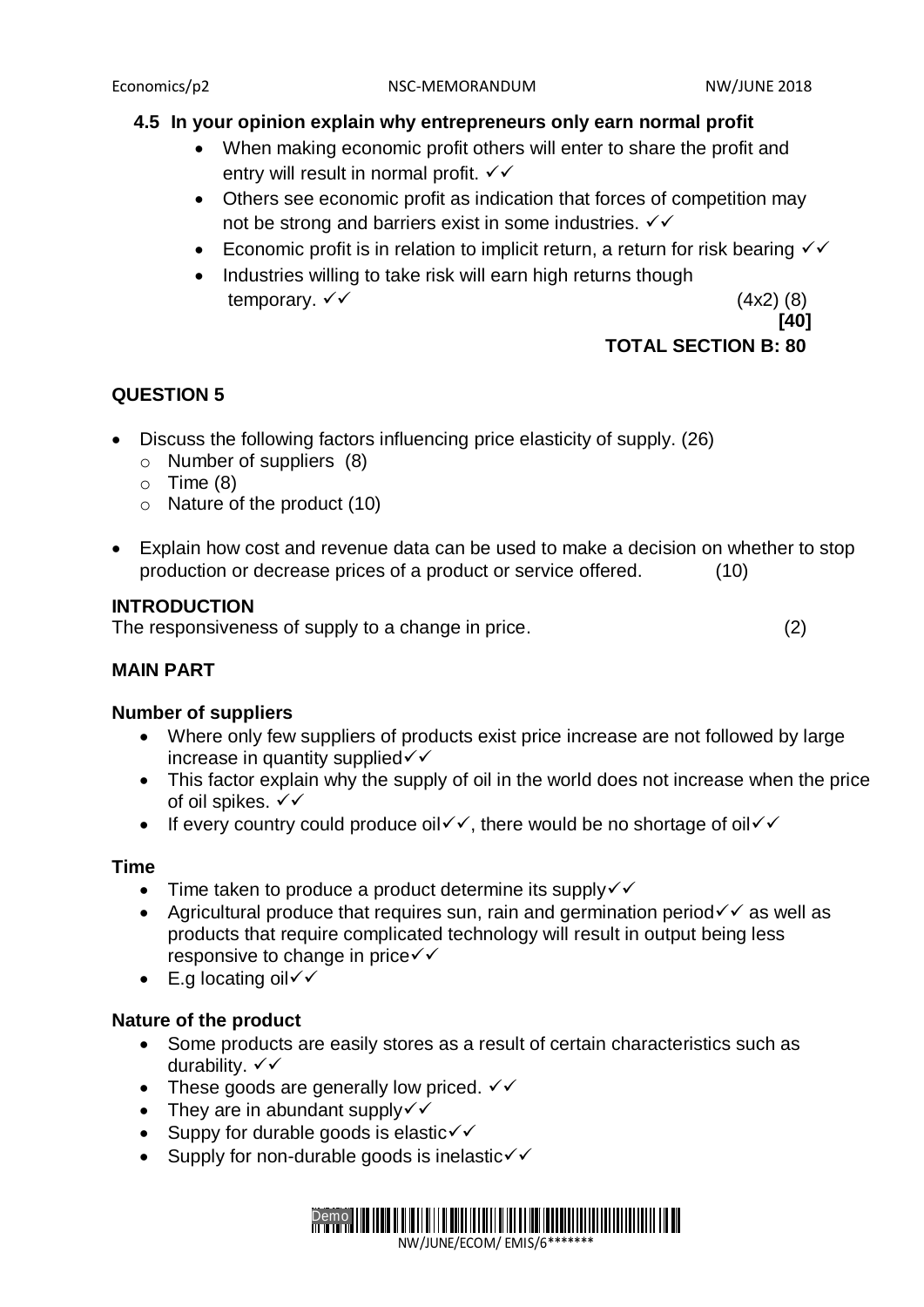**4.5 In your opinion explain why entrepreneurs only earn normal profit**

- When making economic profit others will enter to share the profit and entry will result in normal profit. ✓✓
- Others see economic profit as indication that forces of competition may not be strong and barriers exist in some industries. ✓✓
- Economic profit is in relation to implicit return, a return for risk bearing ✓✓
- Industries willing to take risk will earn high returns though temporary. ✓✓ (4x2) (8)

**[40]**

**TOTAL SECTION B: 80**

## QUESTION 5

- Discuss the following factors influencing price elasticity of supply. (26)
  - Number of suppliers (8)
  - Time (8)
  - Nature of the product (10)
- Explain how cost and revenue data can be used to make a decision on whether to stop production or decrease prices of a product or service offered. (10)

**INTRODUCTION**

The responsiveness of supply to a change in price. (2)

**MAIN PART**

**Number of suppliers**

- Where only few suppliers of products exist price increase are not followed by large increase in quantity supplied✓✓
- This factor explain why the supply of oil in the world does not increase when the price of oil spikes. ✓✓
- If every country could produce oil✓✓, there would be no shortage of oil✓✓

**Time**

- Time taken to produce a product determine its supply✓✓
- Agricultural produce that requires sun, rain and germination period✓✓ as well as products that require complicated technology will result in output being less responsive to change in price✓✓
- E.g locating oil✓✓

**Nature of the product**

- Some products are easily stores as a result of certain characteristics such as durability. ✓✓
- These goods are generally low priced. ✓✓
- They are in abundant supply✓✓
- Suppy for durable goods is elastic✓✓
- Supply for non-durable goods is inelastic✓✓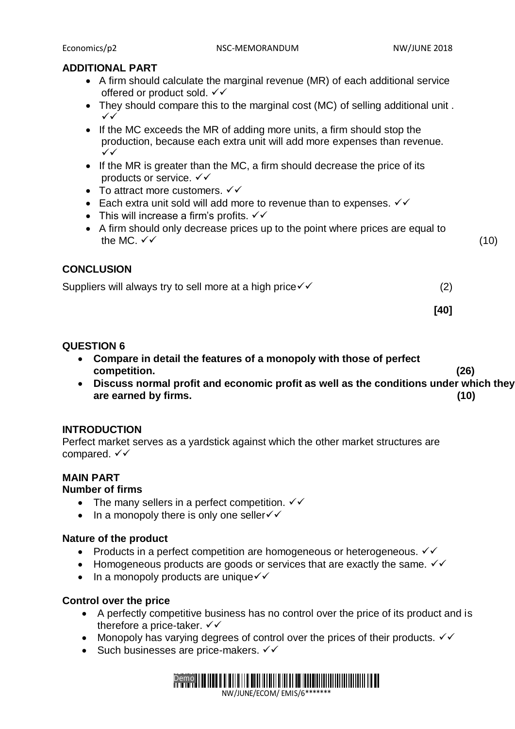**ADDITIONAL PART**

- A firm should calculate the marginal revenue (MR) of each additional service offered or product sold. ✓✓
- They should compare this to the marginal cost (MC) of selling additional unit . ✓✓
- If the MC exceeds the MR of adding more units, a firm should stop the production, because each extra unit will add more expenses than revenue. ✓✓
- If the MR is greater than the MC, a firm should decrease the price of its products or service. ✓✓
- To attract more customers. ✓✓
- Each extra unit sold will add more to revenue than to expenses. ✓✓
- This will increase a firm's profits. ✓✓
- A firm should only decrease prices up to the point where prices are equal to the MC. ✓✓ (10)

**CONCLUSION**

Suppliers will always try to sell more at a high price✓✓ (2)

**[40]**

**QUESTION 6**

- **Compare in detail the features of a monopoly with those of perfect competition. (26)**
- **Discuss normal profit and economic profit as well as the conditions under which they are earned by firms. (10)**

**INTRODUCTION**

Perfect market serves as a yardstick against which the other market structures are compared. ✓✓

**MAIN PART**

**Number of firms**

- The many sellers in a perfect competition. ✓✓
- In a monopoly there is only one seller✓✓

**Nature of the product**

- Products in a perfect competition are homogeneous or heterogeneous. ✓✓
- Homogeneous products are goods or services that are exactly the same. ✓✓
- In a monopoly products are unique✓✓

**Control over the price**

- A perfectly competitive business has no control over the price of its product and is therefore a price-taker. ✓✓
- Monopoly has varying degrees of control over the prices of their products. ✓✓
- Such businesses are price-makers. ✓✓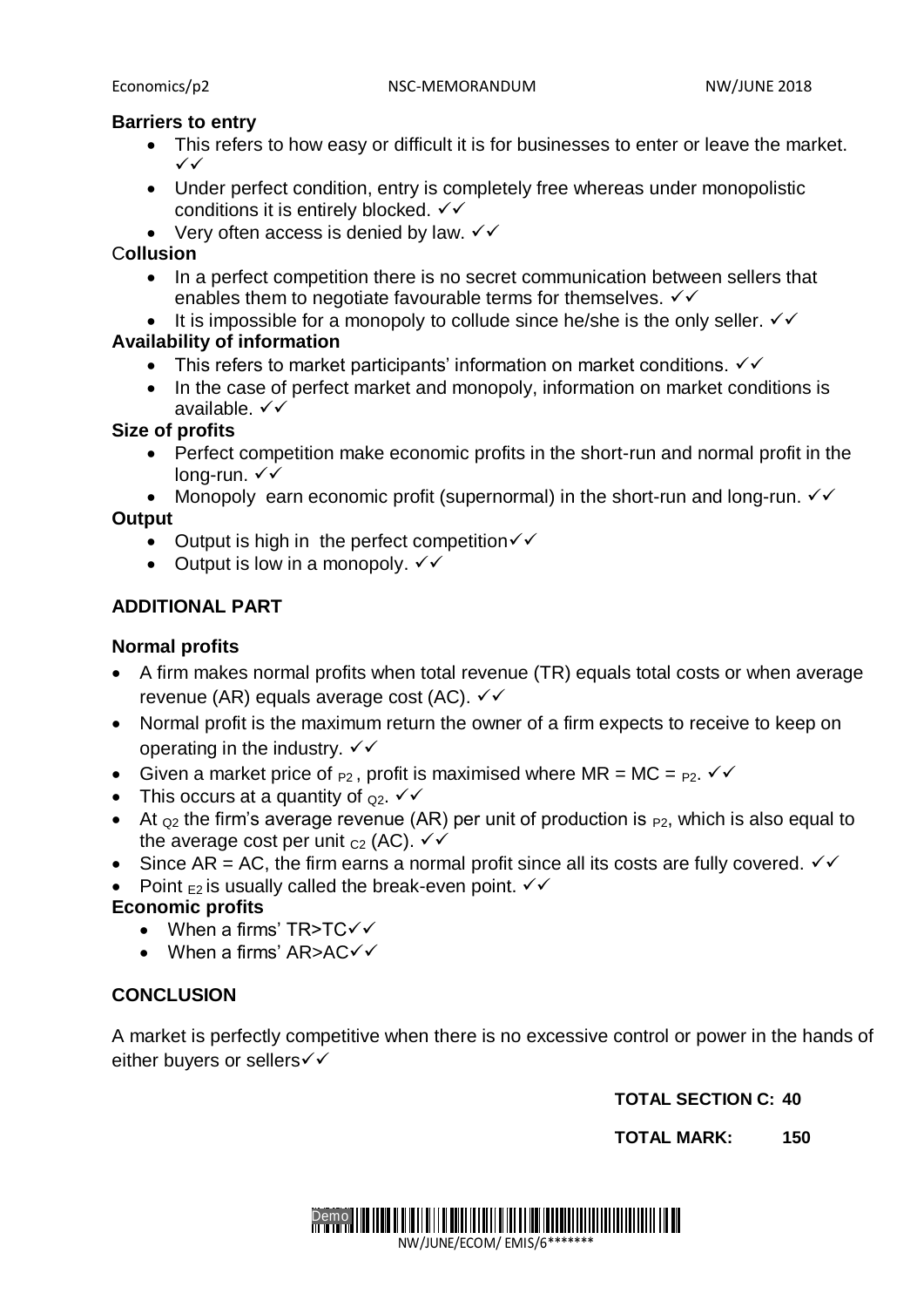**Barriers to entry**

- This refers to how easy or difficult it is for businesses to enter or leave the market. ✓✓
- Under perfect condition, entry is completely free whereas under monopolistic conditions it is entirely blocked. ✓✓
- Very often access is denied by law. ✓✓

**Collusion**

- In a perfect competition there is no secret communication between sellers that enables them to negotiate favourable terms for themselves. ✓✓
- It is impossible for a monopoly to collude since he/she is the only seller. ✓✓

**Availability of information**

- This refers to market participants' information on market conditions. ✓✓
- In the case of perfect market and monopoly, information on market conditions is available. ✓✓

**Size of profits**

- Perfect competition make economic profits in the short-run and normal profit in the long-run. ✓✓
- Monopoly earn economic profit (supernormal) in the short-run and long-run. ✓✓

**Output**

- Output is high in the perfect competition✓✓
- Output is low in a monopoly. ✓✓

**ADDITIONAL PART**

**Normal profits**

- A firm makes normal profits when total revenue (TR) equals total costs or when average revenue (AR) equals average cost (AC). ✓✓
- Normal profit is the maximum return the owner of a firm expects to receive to keep on operating in the industry. ✓✓
- Given a market price of $_{P2}$, profit is maximised where MR = MC = $_{P2}$. ✓✓
- This occurs at a quantity of $_{Q2}$. ✓✓
- At $_{Q2}$ the firm's average revenue (AR) per unit of production is $_{P2}$, which is also equal to the average cost per unit $_{C2}$ (AC). ✓✓
- Since AR = AC, the firm earns a normal profit since all its costs are fully covered. ✓✓
- Point $_{E2}$ is usually called the break-even point. ✓✓

**Economic profits**

- When a firms' TR>TC✓✓
- When a firms' AR>AC✓✓

**CONCLUSION**

A market is perfectly competitive when there is no excessive control or power in the hands of either buyers or sellers✓✓

**TOTAL SECTION C: 40**

**TOTAL MARK: 150**